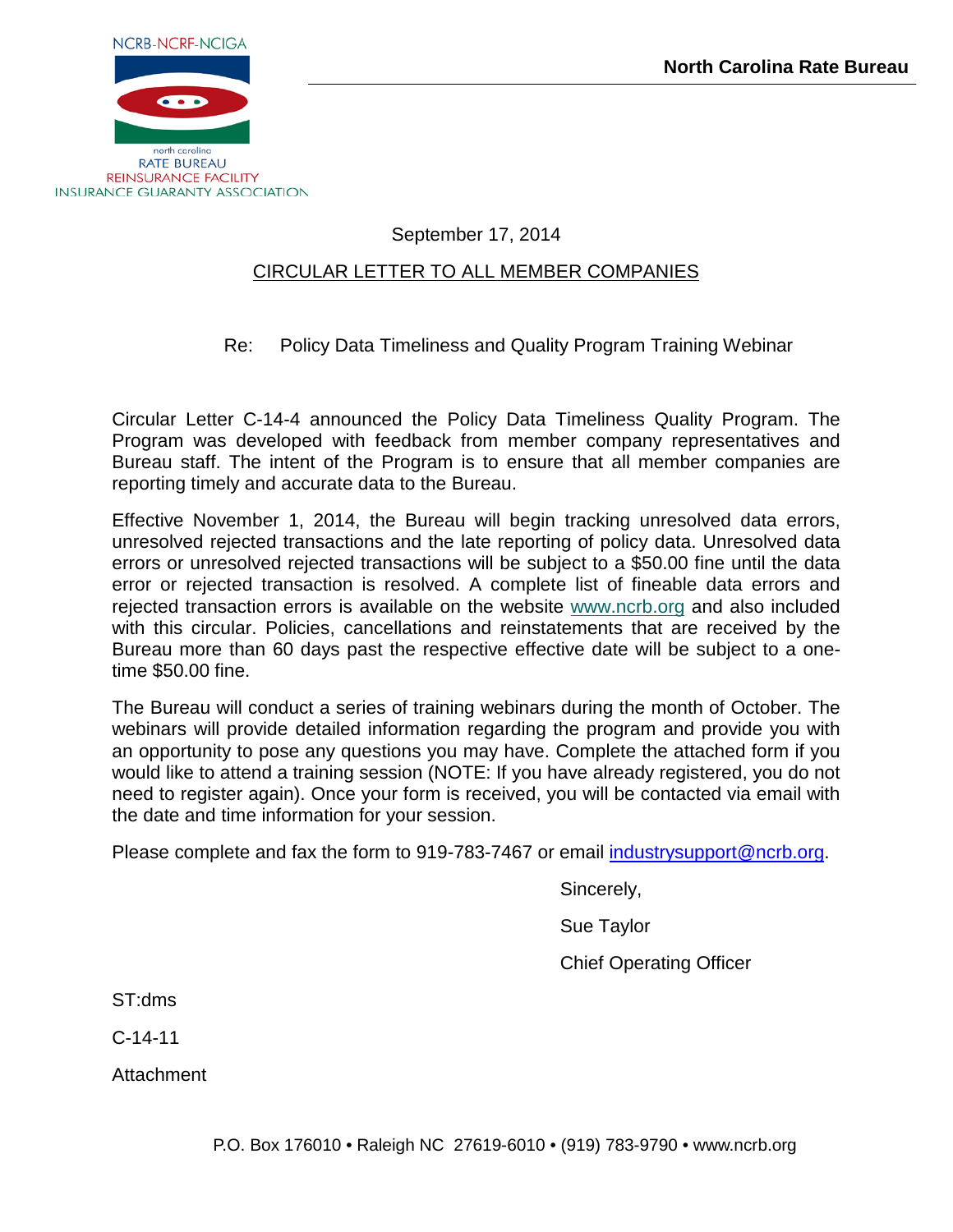NCRB-NCRF-NCIGA

north carolina
RATE BUREAU
REINSURANCE FACILITY
INSURANCE GUARANTY ASSOCIATION

**North Carolina Rate Bureau**

September 17, 2014

CIRCULAR LETTER TO ALL MEMBER COMPANIES

Re: Policy Data Timeliness and Quality Program Training Webinar

Circular Letter C-14-4 announced the Policy Data Timeliness Quality Program. The Program was developed with feedback from member company representatives and Bureau staff. The intent of the Program is to ensure that all member companies are reporting timely and accurate data to the Bureau.

Effective November 1, 2014, the Bureau will begin tracking unresolved data errors, unresolved rejected transactions and the late reporting of policy data. Unresolved data errors or unresolved rejected transactions will be subject to a $50.00 fine until the data error or rejected transaction is resolved. A complete list of fineable data errors and rejected transaction errors is available on the website www.ncrb.org and also included with this circular. Policies, cancellations and reinstatements that are received by the Bureau more than 60 days past the respective effective date will be subject to a one-time $50.00 fine.

The Bureau will conduct a series of training webinars during the month of October. The webinars will provide detailed information regarding the program and provide you with an opportunity to pose any questions you may have. Complete the attached form if you would like to attend a training session (NOTE: If you have already registered, you do not need to register again). Once your form is received, you will be contacted via email with the date and time information for your session.

Please complete and fax the form to 919-783-7467 or email industrysupport@ncrb.org.

Sincerely,

Sue Taylor

Chief Operating Officer

ST:dms

C-14-11

Attachment

P.O. Box 176010 • Raleigh NC 27619-6010 • (919) 783-9790 • www.ncrb.org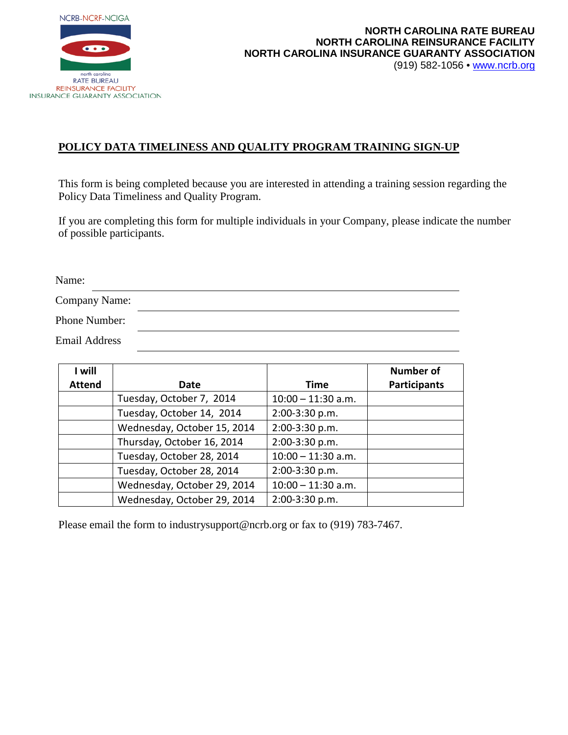NCRB-NCRF-NCIGA

north carolina
RATE BUREAU
REINSURANCE FACILITY
INSURANCE GUARANTY ASSOCIATION

**NORTH CAROLINA RATE BUREAU**
**NORTH CAROLINA REINSURANCE FACILITY**
**NORTH CAROLINA INSURANCE GUARANTY ASSOCIATION**
(919) 582-1056 • www.ncrb.org

## POLICY DATA TIMELINESS AND QUALITY PROGRAM TRAINING SIGN-UP

This form is being completed because you are interested in attending a training session regarding the Policy Data Timeliness and Quality Program.

If you are completing this form for multiple individuals in your Company, please indicate the number of possible participants.

Name: \_\_\_\_\_\_\_\_\_\_\_\_\_\_\_\_\_\_\_\_\_\_\_\_\_\_\_\_\_\_\_\_\_\_\_\_\_\_

Company Name: \_\_\_\_\_\_\_\_\_\_\_\_\_\_\_\_\_\_\_\_\_\_\_\_\_\_\_\_\_\_\_\_\_\_\_\_\_\_

Phone Number: \_\_\_\_\_\_\_\_\_\_\_\_\_\_\_\_\_\_\_\_\_\_\_\_\_\_\_\_\_\_\_\_\_\_\_\_\_\_

Email Address \_\_\_\_\_\_\_\_\_\_\_\_\_\_\_\_\_\_\_\_\_\_\_\_\_\_\_\_\_\_\_\_\_\_\_\_\_\_

| I will Attend | Date | Time | Number of Participants |
|---|---|---|---|
| | Tuesday, October 7, 2014 | 10:00 – 11:30 a.m. | |
| | Tuesday, October 14, 2014 | 2:00-3:30 p.m. | |
| | Wednesday, October 15, 2014 | 2:00-3:30 p.m. | |
| | Thursday, October 16, 2014 | 2:00-3:30 p.m. | |
| | Tuesday, October 28, 2014 | 10:00 – 11:30 a.m. | |
| | Tuesday, October 28, 2014 | 2:00-3:30 p.m. | |
| | Wednesday, October 29, 2014 | 10:00 – 11:30 a.m. | |
| | Wednesday, October 29, 2014 | 2:00-3:30 p.m. | |

Please email the form to industrysupport@ncrb.org or fax to (919) 783-7467.